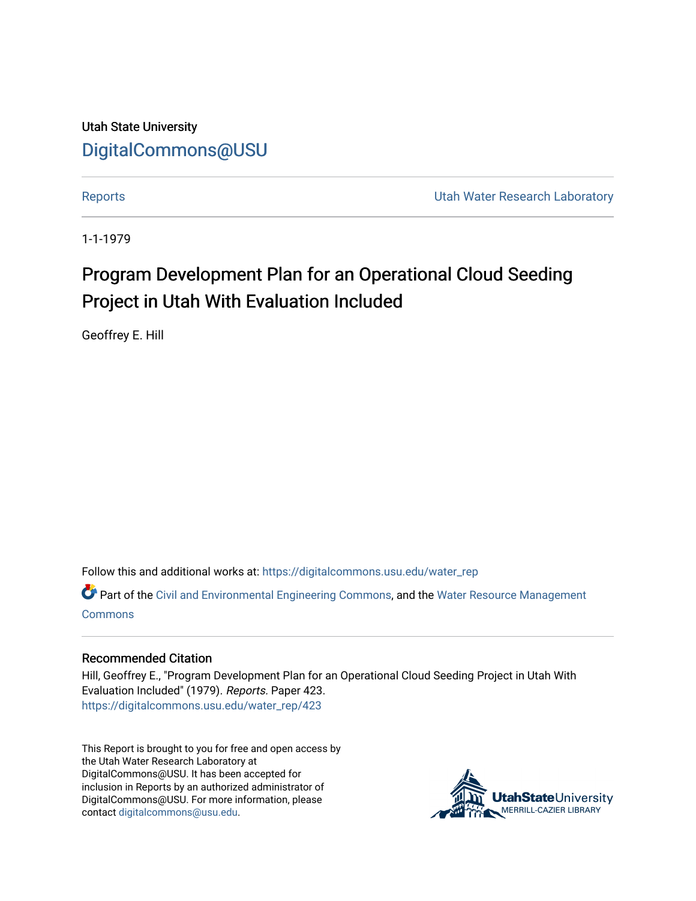Utah State University

DigitalCommons@USU

Reports

Utah Water Research Laboratory

1-1-1979

# Program Development Plan for an Operational Cloud Seeding Project in Utah With Evaluation Included

Geoffrey E. Hill

Follow this and additional works at: https://digitalcommons.usu.edu/water_rep

Part of the Civil and Environmental Engineering Commons, and the Water Resource Management Commons

## Recommended Citation

Hill, Geoffrey E., "Program Development Plan for an Operational Cloud Seeding Project in Utah With Evaluation Included" (1979). *Reports.* Paper 423.
https://digitalcommons.usu.edu/water_rep/423

This Report is brought to you for free and open access by the Utah Water Research Laboratory at DigitalCommons@USU. It has been accepted for inclusion in Reports by an authorized administrator of DigitalCommons@USU. For more information, please contact digitalcommons@usu.edu.

UtahStateUniversity MERRILL-CAZIER LIBRARY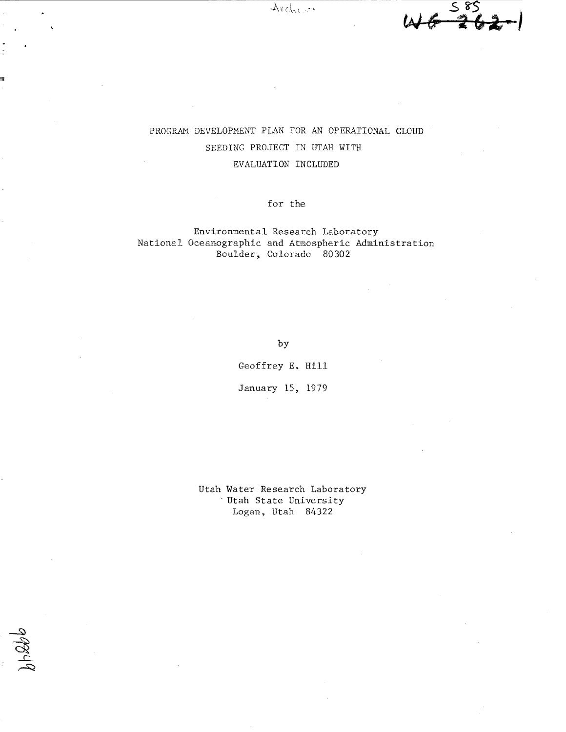PROGRAM DEVELOPMENT PLAN FOR AN OPERATIONAL CLOUD SEEDING PROJECT IN UTAH WITH EVALUATION INCLUDED

for the

Environmental Research Laboratory
National Oceanographic and Atmospheric Administration
Boulder, Colorado 80302

by

Geoffrey E. Hill

January 15, 1979

Utah Water Research Laboratory
Utah State University
Logan, Utah 84322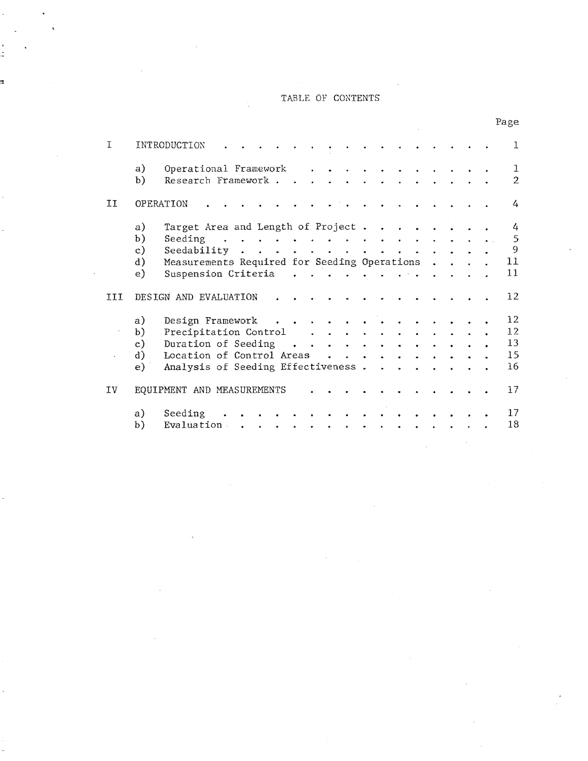# TABLE OF CONTENTS

| | | Page |
|---|---|---|
| I | INTRODUCTION | 1 |
| | a) Operational Framework | 1 |
| | b) Research Framework | 2 |
| II | OPERATION | 4 |
| | a) Target Area and Length of Project | 4 |
| | b) Seeding | 5 |
| | c) Seedability | 9 |
| | d) Measurements Required for Seeding Operations | 11 |
| | e) Suspension Criteria | 11 |
| III | DESIGN AND EVALUATION | 12 |
| | a) Design Framework | 12 |
| | b) Precipitation Control | 12 |
| | c) Duration of Seeding | 13 |
| | d) Location of Control Areas | 15 |
| | e) Analysis of Seeding Effectiveness | 16 |
| IV | EQUIPMENT AND MEASUREMENTS | 17 |
| | a) Seeding | 17 |
| | b) Evaluation | 18 |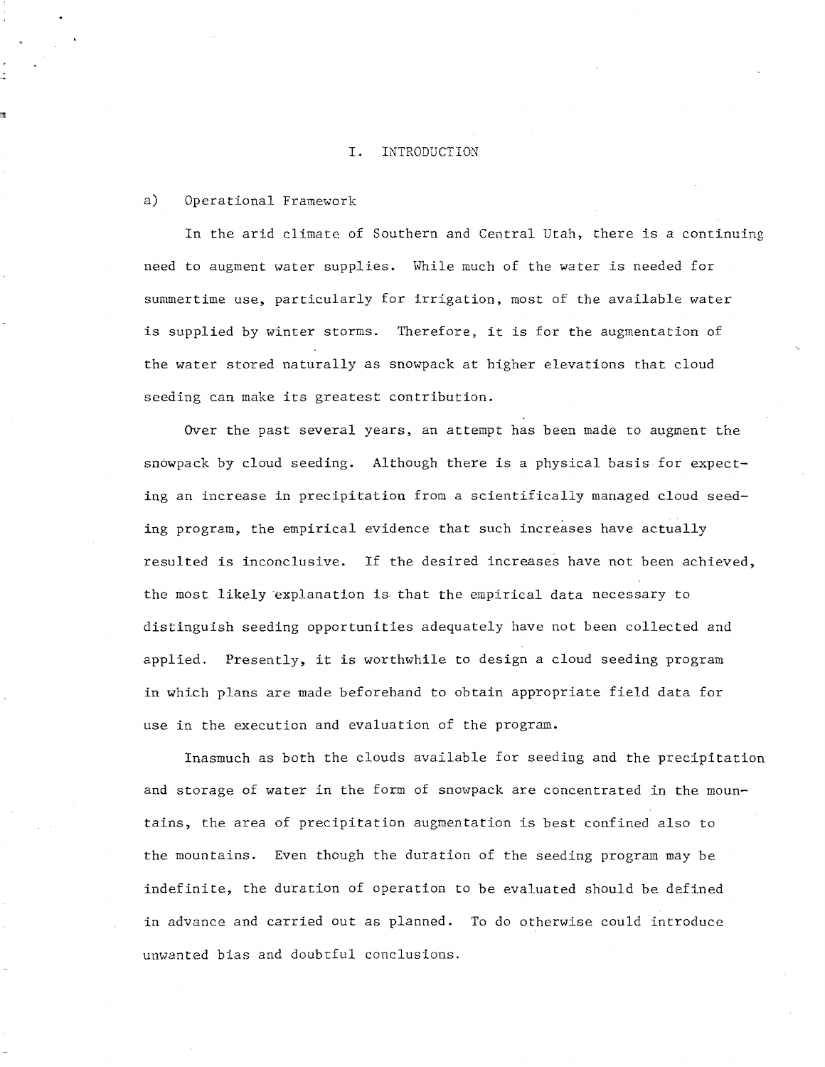# I. INTRODUCTION

## a) Operational Framework

In the arid climate of Southern and Central Utah, there is a continuing need to augment water supplies. While much of the water is needed for summertime use, particularly for irrigation, most of the available water is supplied by winter storms. Therefore, it is for the augmentation of the water stored naturally as snowpack at higher elevations that cloud seeding can make its greatest contribution.

Over the past several years, an attempt has been made to augment the snowpack by cloud seeding. Although there is a physical basis for expecting an increase in precipitation from a scientifically managed cloud seeding program, the empirical evidence that such increases have actually resulted is inconclusive. If the desired increases have not been achieved, the most likely explanation is that the empirical data necessary to distinguish seeding opportunities adequately have not been collected and applied. Presently, it is worthwhile to design a cloud seeding program in which plans are made beforehand to obtain appropriate field data for use in the execution and evaluation of the program.

Inasmuch as both the clouds available for seeding and the precipitation and storage of water in the form of snowpack are concentrated in the mountains, the area of precipitation augmentation is best confined also to the mountains. Even though the duration of the seeding program may be indefinite, the duration of operation to be evaluated should be defined in advance and carried out as planned. To do otherwise could introduce unwanted bias and doubtful conclusions.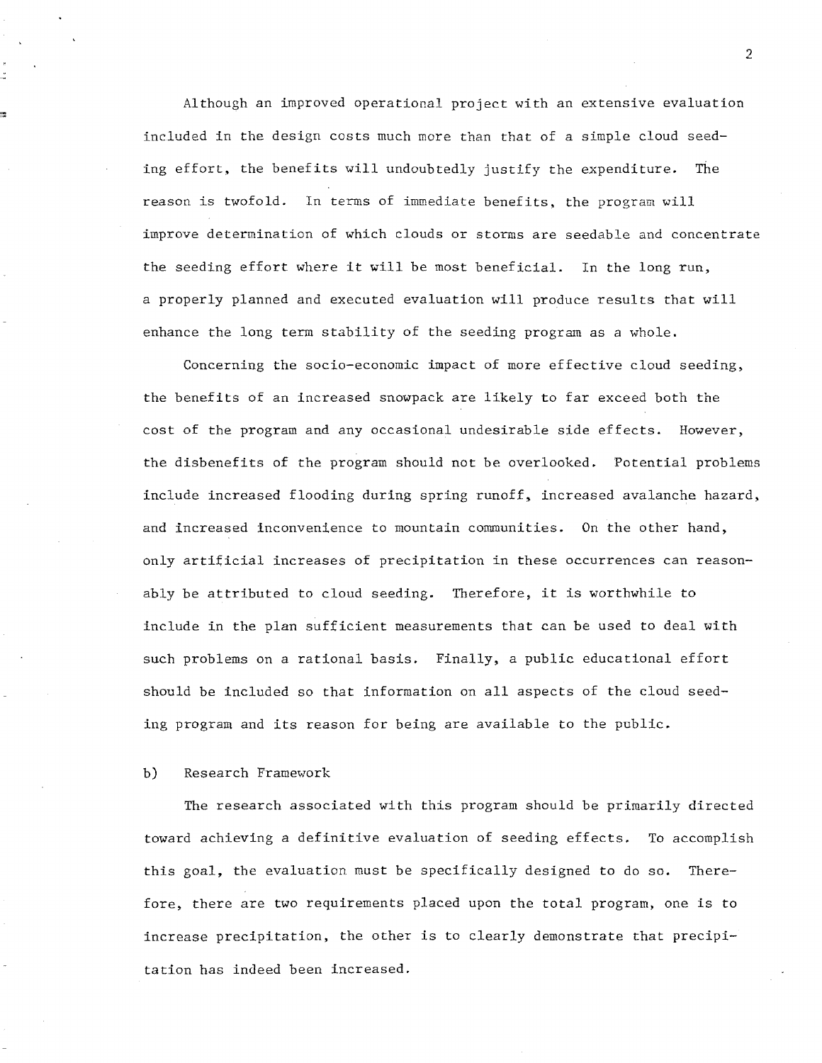Although an improved operational project with an extensive evaluation included in the design costs much more than that of a simple cloud seeding effort, the benefits will undoubtedly justify the expenditure. The reason is twofold. In terms of immediate benefits, the program will improve determination of which clouds or storms are seedable and concentrate the seeding effort where it will be most beneficial. In the long run, a properly planned and executed evaluation will produce results that will enhance the long term stability of the seeding program as a whole.

Concerning the socio-economic impact of more effective cloud seeding, the benefits of an increased snowpack are likely to far exceed both the cost of the program and any occasional undesirable side effects. However, the disbenefits of the program should not be overlooked. Potential problems include increased flooding during spring runoff, increased avalanche hazard, and increased inconvenience to mountain communities. On the other hand, only artificial increases of precipitation in these occurrences can reasonably be attributed to cloud seeding. Therefore, it is worthwhile to include in the plan sufficient measurements that can be used to deal with such problems on a rational basis. Finally, a public educational effort should be included so that information on all aspects of the cloud seeding program and its reason for being are available to the public.

b) Research Framework

The research associated with this program should be primarily directed toward achieving a definitive evaluation of seeding effects. To accomplish this goal, the evaluation must be specifically designed to do so. Therefore, there are two requirements placed upon the total program, one is to increase precipitation, the other is to clearly demonstrate that precipitation has indeed been increased.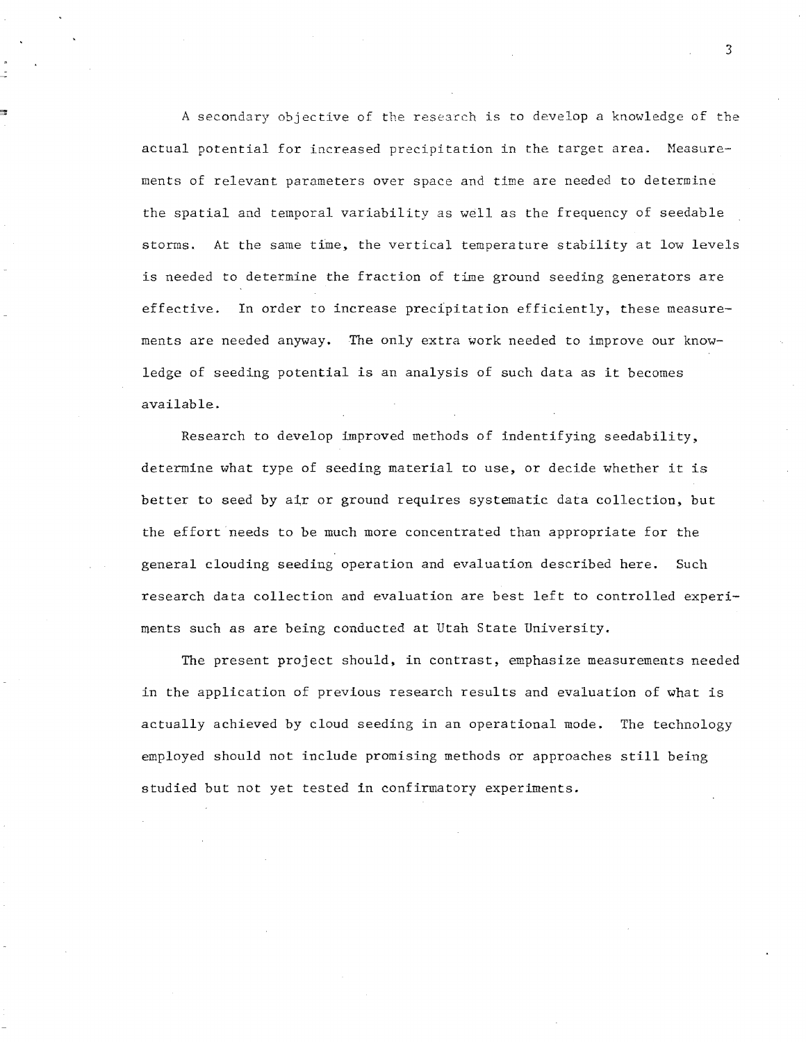A secondary objective of the research is to develop a knowledge of the actual potential for increased precipitation in the target area. Measurements of relevant parameters over space and time are needed to determine the spatial and temporal variability as well as the frequency of seedable storms. At the same time, the vertical temperature stability at low levels is needed to determine the fraction of time ground seeding generators are effective. In order to increase precipitation efficiently, these measurements are needed anyway. The only extra work needed to improve our knowledge of seeding potential is an analysis of such data as it becomes available.

Research to develop improved methods of indentifying seedability, determine what type of seeding material to use, or decide whether it is better to seed by air or ground requires systematic data collection, but the effort needs to be much more concentrated than appropriate for the general clouding seeding operation and evaluation described here. Such research data collection and evaluation are best left to controlled experiments such as are being conducted at Utah State University.

The present project should, in contrast, emphasize measurements needed in the application of previous research results and evaluation of what is actually achieved by cloud seeding in an operational mode. The technology employed should not include promising methods or approaches still being studied but not yet tested in confirmatory experiments.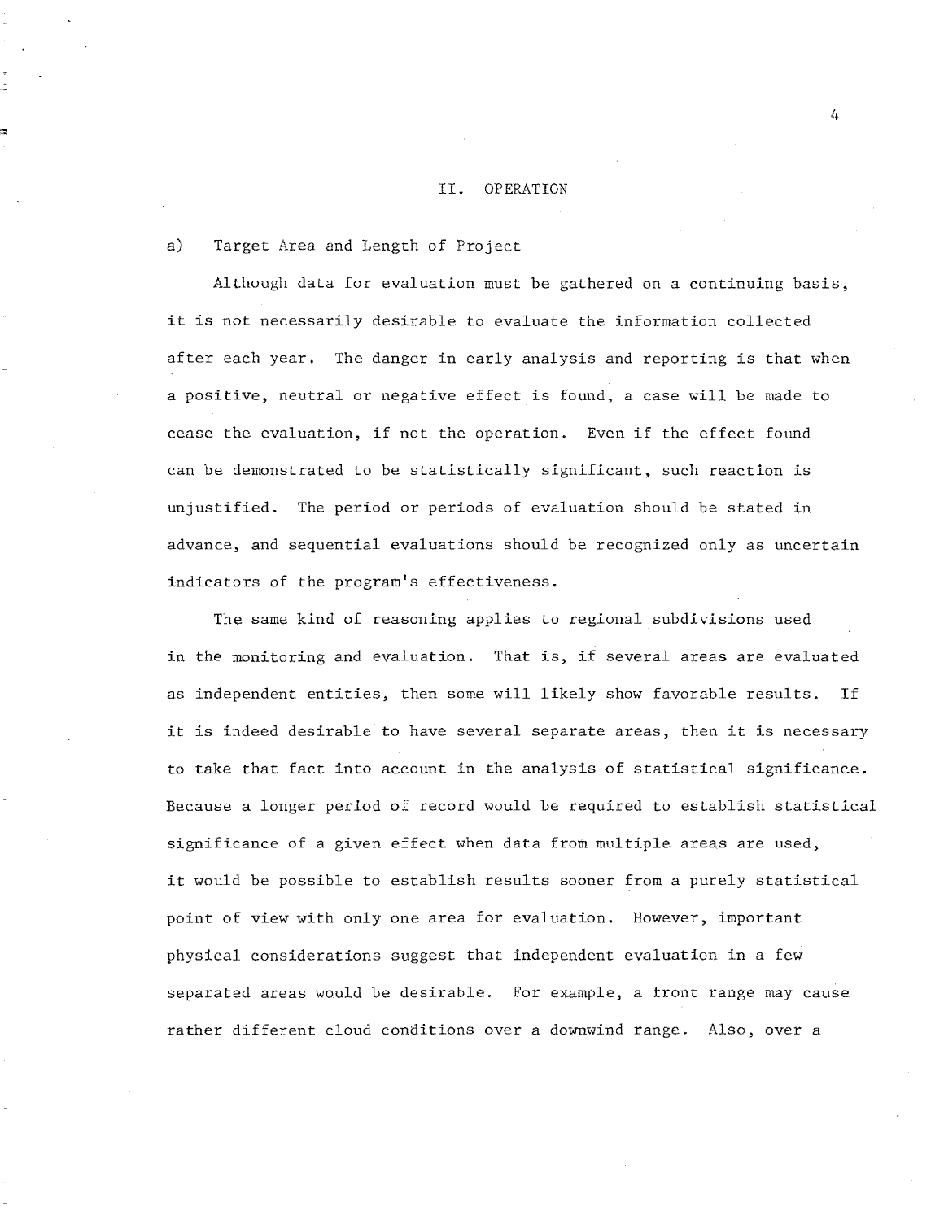## II. OPERATION

### a) Target Area and Length of Project

Although data for evaluation must be gathered on a continuing basis, it is not necessarily desirable to evaluate the information collected after each year. The danger in early analysis and reporting is that when a positive, neutral or negative effect is found, a case will be made to cease the evaluation, if not the operation. Even if the effect found can be demonstrated to be statistically significant, such reaction is unjustified. The period or periods of evaluation should be stated in advance, and sequential evaluations should be recognized only as uncertain indicators of the program's effectiveness.

The same kind of reasoning applies to regional subdivisions used in the monitoring and evaluation. That is, if several areas are evaluated as independent entities, then some will likely show favorable results. If it is indeed desirable to have several separate areas, then it is necessary to take that fact into account in the analysis of statistical significance. Because a longer period of record would be required to establish statistical significance of a given effect when data from multiple areas are used, it would be possible to establish results sooner from a purely statistical point of view with only one area for evaluation. However, important physical considerations suggest that independent evaluation in a few separated areas would be desirable. For example, a front range may cause rather different cloud conditions over a downwind range. Also, over a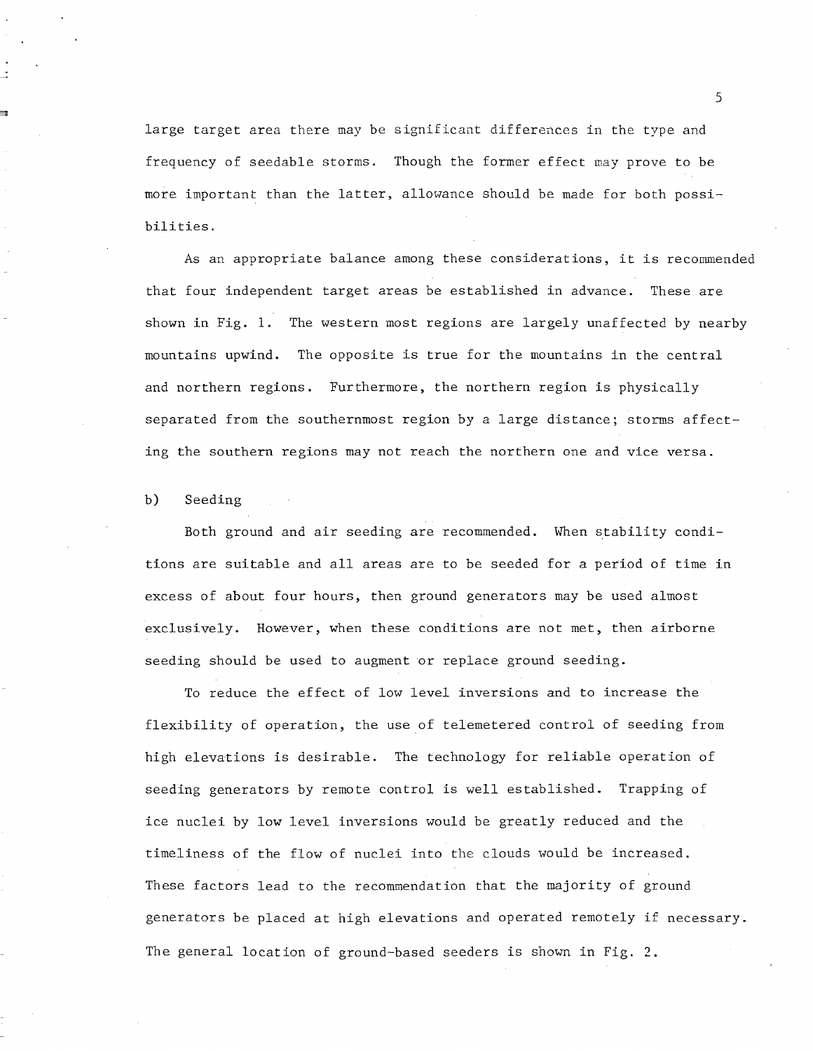large target area there may be significant differences in the type and frequency of seedable storms. Though the former effect may prove to be more important than the latter, allowance should be made for both possibilities.

As an appropriate balance among these considerations, it is recommended that four independent target areas be established in advance. These are shown in Fig. 1. The western most regions are largely unaffected by nearby mountains upwind. The opposite is true for the mountains in the central and northern regions. Furthermore, the northern region is physically separated from the southernmost region by a large distance; storms affecting the southern regions may not reach the northern one and vice versa.

b) Seeding

Both ground and air seeding are recommended. When stability conditions are suitable and all areas are to be seeded for a period of time in excess of about four hours, then ground generators may be used almost exclusively. However, when these conditions are not met, then airborne seeding should be used to augment or replace ground seeding.

To reduce the effect of low level inversions and to increase the flexibility of operation, the use of telemetered control of seeding from high elevations is desirable. The technology for reliable operation of seeding generators by remote control is well established. Trapping of ice nuclei by low level inversions would be greatly reduced and the timeliness of the flow of nuclei into the clouds would be increased. These factors lead to the recommendation that the majority of ground generators be placed at high elevations and operated remotely if necessary. The general location of ground-based seeders is shown in Fig. 2.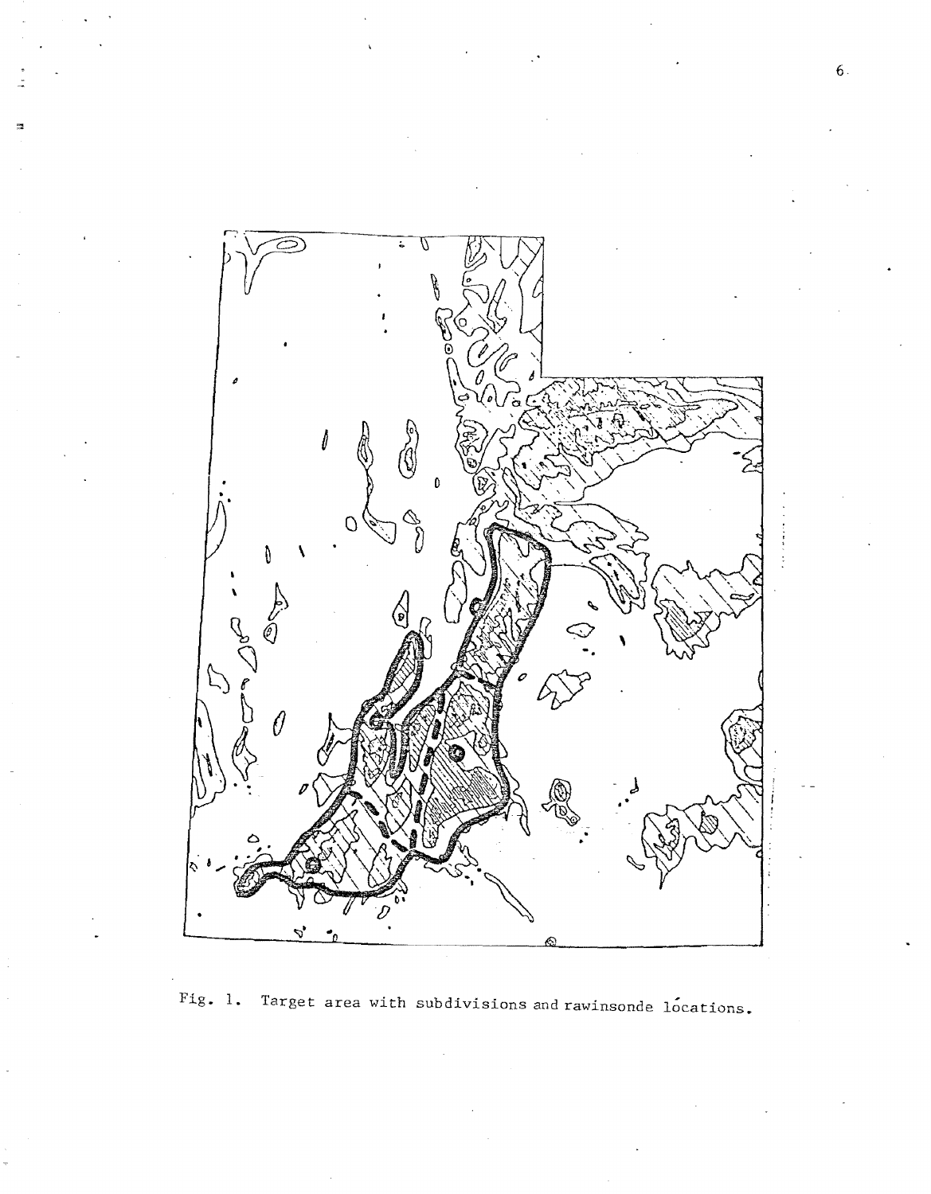Fig. 1. Target area with subdivisions and rawinsonde locations.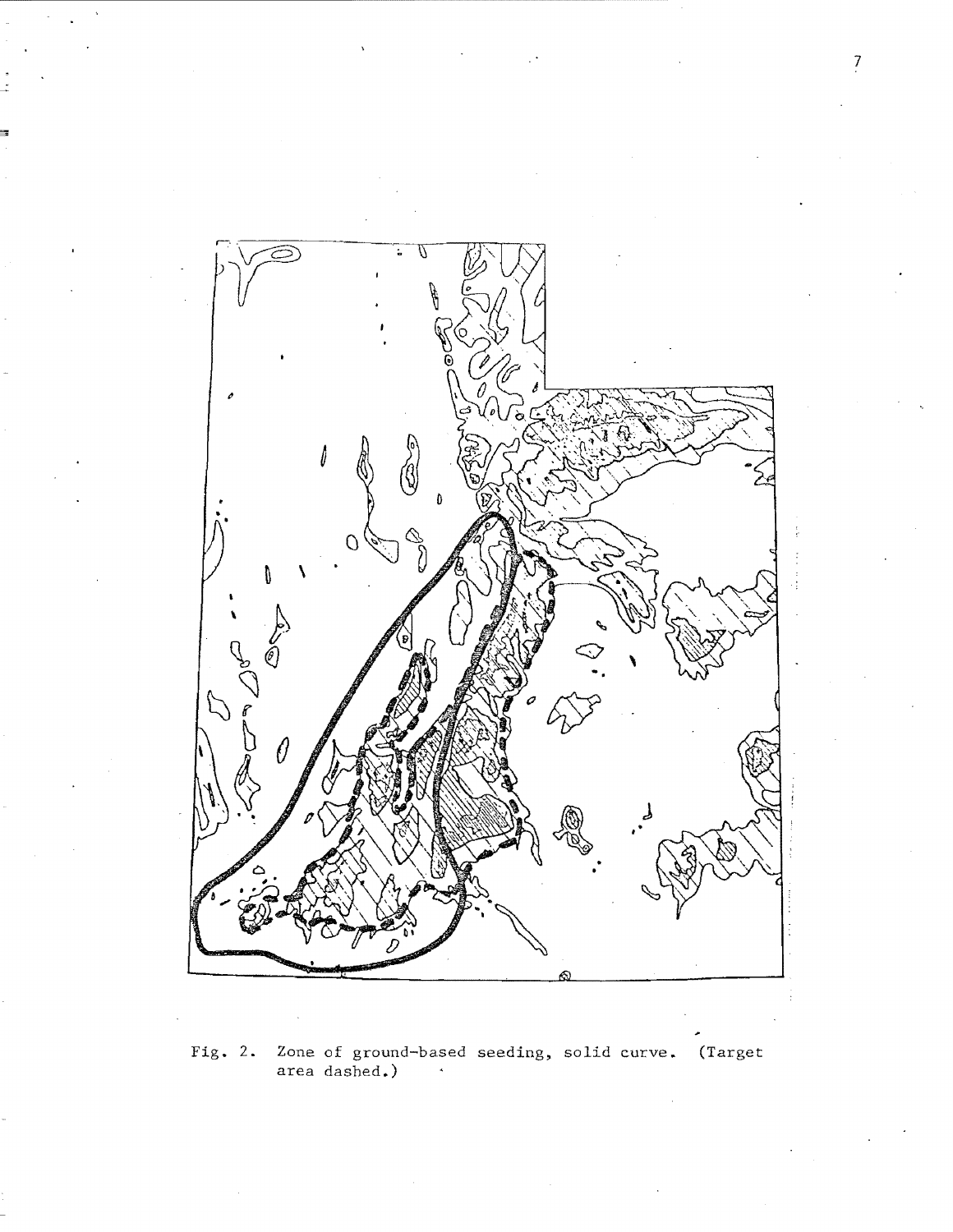Fig. 2. Zone of ground-based seeding, solid curve. (Target area dashed.)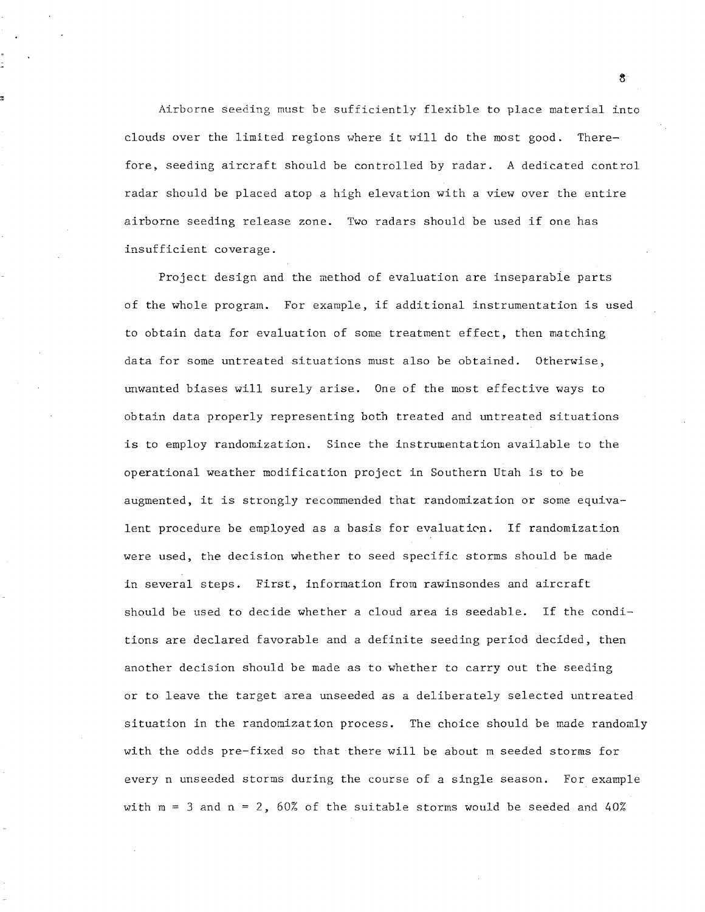Airborne seeding must be sufficiently flexible to place material into clouds over the limited regions where it will do the most good. Therefore, seeding aircraft should be controlled by radar. A dedicated control radar should be placed atop a high elevation with a view over the entire airborne seeding release zone. Two radars should be used if one has insufficient coverage.

Project design and the method of evaluation are inseparable parts of the whole program. For example, if additional instrumentation is used to obtain data for evaluation of some treatment effect, then matching data for some untreated situations must also be obtained. Otherwise, unwanted biases will surely arise. One of the most effective ways to obtain data properly representing both treated and untreated situations is to employ randomization. Since the instrumentation available to the operational weather modification project in Southern Utah is to be augmented, it is strongly recommended that randomization or some equivalent procedure be employed as a basis for evaluation. If randomization were used, the decision whether to seed specific storms should be made in several steps. First, information from rawinsondes and aircraft should be used to decide whether a cloud area is seedable. If the conditions are declared favorable and a definite seeding period decided, then another decision should be made as to whether to carry out the seeding or to leave the target area unseeded as a deliberately selected untreated situation in the randomization process. The choice should be made randomly with the odds pre-fixed so that there will be about $m$ seeded storms for every $n$ unseeded storms during the course of a single season. For example with $m = 3$ and $n = 2$, 60% of the suitable storms would be seeded and 40%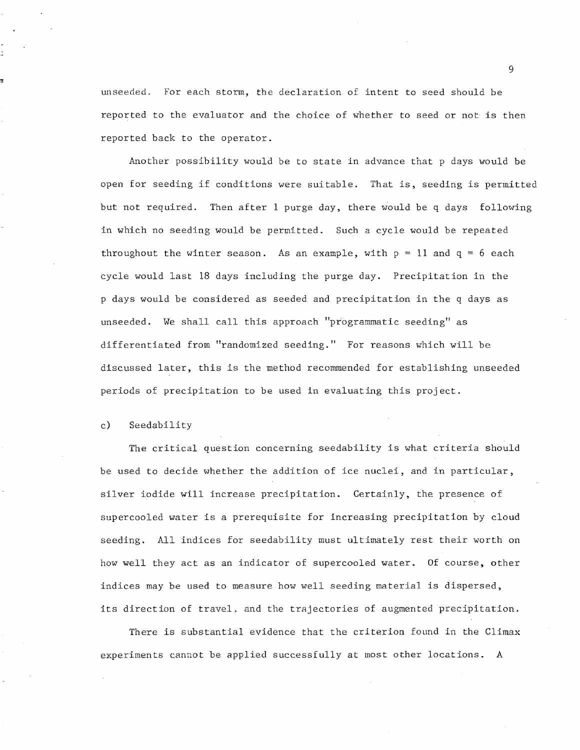unseeded. For each storm, the declaration of intent to seed should be reported to the evaluator and the choice of whether to seed or not is then reported back to the operator.

Another possibility would be to state in advance that p days would be open for seeding if conditions were suitable. That is, seeding is permitted but not required. Then after 1 purge day, there would be q days following in which no seeding would be permitted. Such a cycle would be repeated throughout the winter season. As an example, with $p = 11$ and $q = 6$ each cycle would last 18 days including the purge day. Precipitation in the p days would be considered as seeded and precipitation in the q days as unseeded. We shall call this approach "programmatic seeding" as differentiated from "randomized seeding." For reasons which will be discussed later, this is the method recommended for establishing unseeded periods of precipitation to be used in evaluating this project.

c) Seedability

The critical question concerning seedability is what criteria should be used to decide whether the addition of ice nuclei, and in particular, silver iodide will increase precipitation. Certainly, the presence of supercooled water is a prerequisite for increasing precipitation by cloud seeding. All indices for seedability must ultimately rest their worth on how well they act as an indicator of supercooled water. Of course, other indices may be used to measure how well seeding material is dispersed, its direction of travel, and the trajectories of augmented precipitation.

There is substantial evidence that the criterion found in the Climax experiments cannot be applied successfully at most other locations. A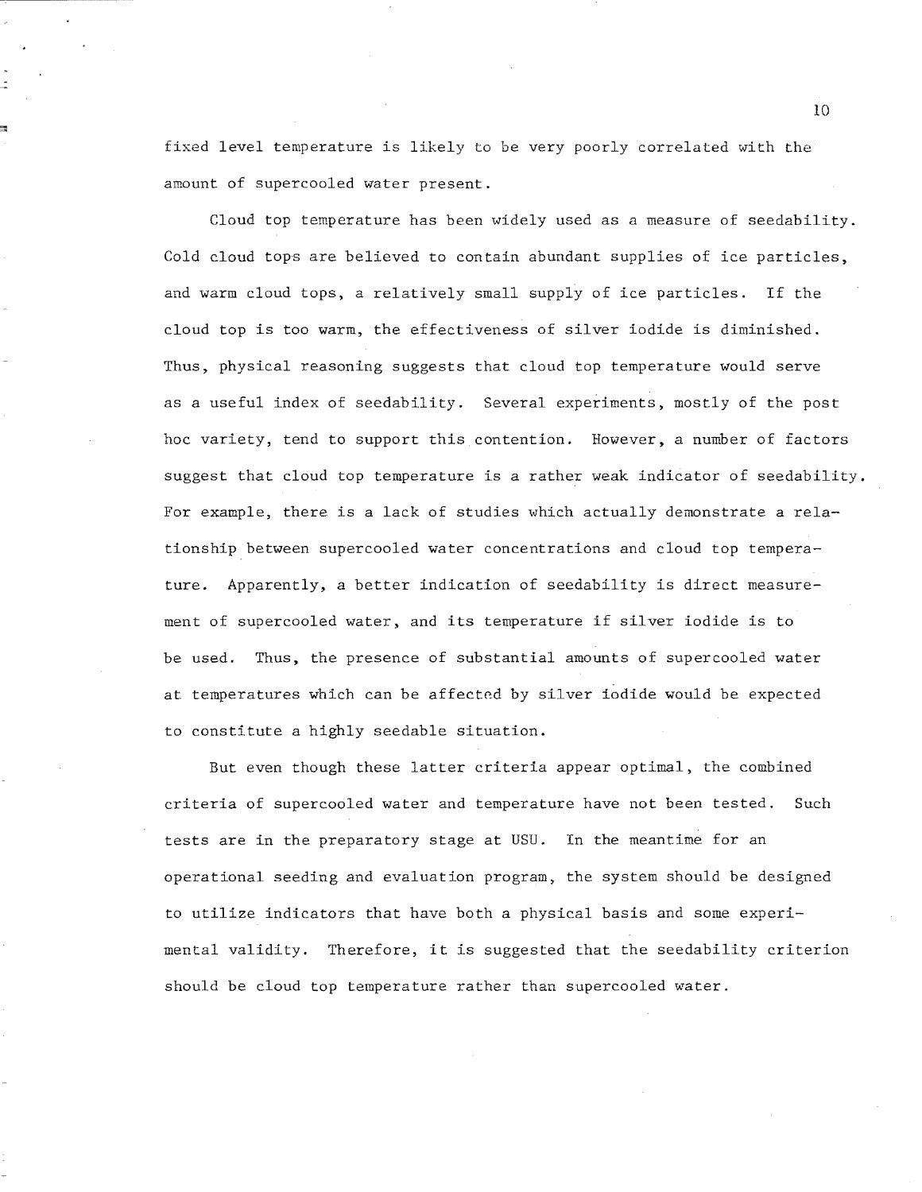fixed level temperature is likely to be very poorly correlated with the amount of supercooled water present.

Cloud top temperature has been widely used as a measure of seedability. Cold cloud tops are believed to contain abundant supplies of ice particles, and warm cloud tops, a relatively small supply of ice particles. If the cloud top is too warm, the effectiveness of silver iodide is diminished. Thus, physical reasoning suggests that cloud top temperature would serve as a useful index of seedability. Several experiments, mostly of the post hoc variety, tend to support this contention. However, a number of factors suggest that cloud top temperature is a rather weak indicator of seedability. For example, there is a lack of studies which actually demonstrate a relationship between supercooled water concentrations and cloud top temperature. Apparently, a better indication of seedability is direct measurement of supercooled water, and its temperature if silver iodide is to be used. Thus, the presence of substantial amounts of supercooled water at temperatures which can be affected by silver iodide would be expected to constitute a highly seedable situation.

But even though these latter criteria appear optimal, the combined criteria of supercooled water and temperature have not been tested. Such tests are in the preparatory stage at USU. In the meantime for an operational seeding and evaluation program, the system should be designed to utilize indicators that have both a physical basis and some experimental validity. Therefore, it is suggested that the seedability criterion should be cloud top temperature rather than supercooled water.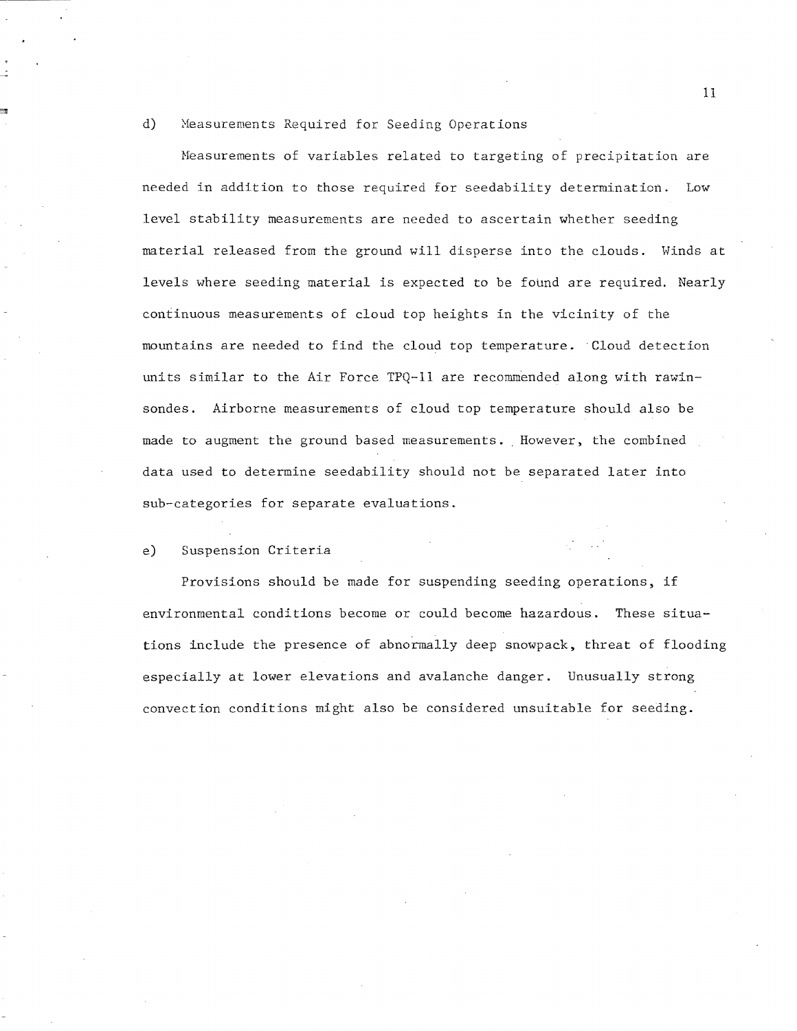d) Measurements Required for Seeding Operations

Measurements of variables related to targeting of precipitation are needed in addition to those required for seedability determination. Low level stability measurements are needed to ascertain whether seeding material released from the ground will disperse into the clouds. Winds at levels where seeding material is expected to be found are required. Nearly continuous measurements of cloud top heights in the vicinity of the mountains are needed to find the cloud top temperature. Cloud detection units similar to the Air Force TPQ-11 are recommended along with rawinsondes. Airborne measurements of cloud top temperature should also be made to augment the ground based measurements. However, the combined data used to determine seedability should not be separated later into sub-categories for separate evaluations.

e) Suspension Criteria

Provisions should be made for suspending seeding operations, if environmental conditions become or could become hazardous. These situations include the presence of abnormally deep snowpack, threat of flooding especially at lower elevations and avalanche danger. Unusually strong convection conditions might also be considered unsuitable for seeding.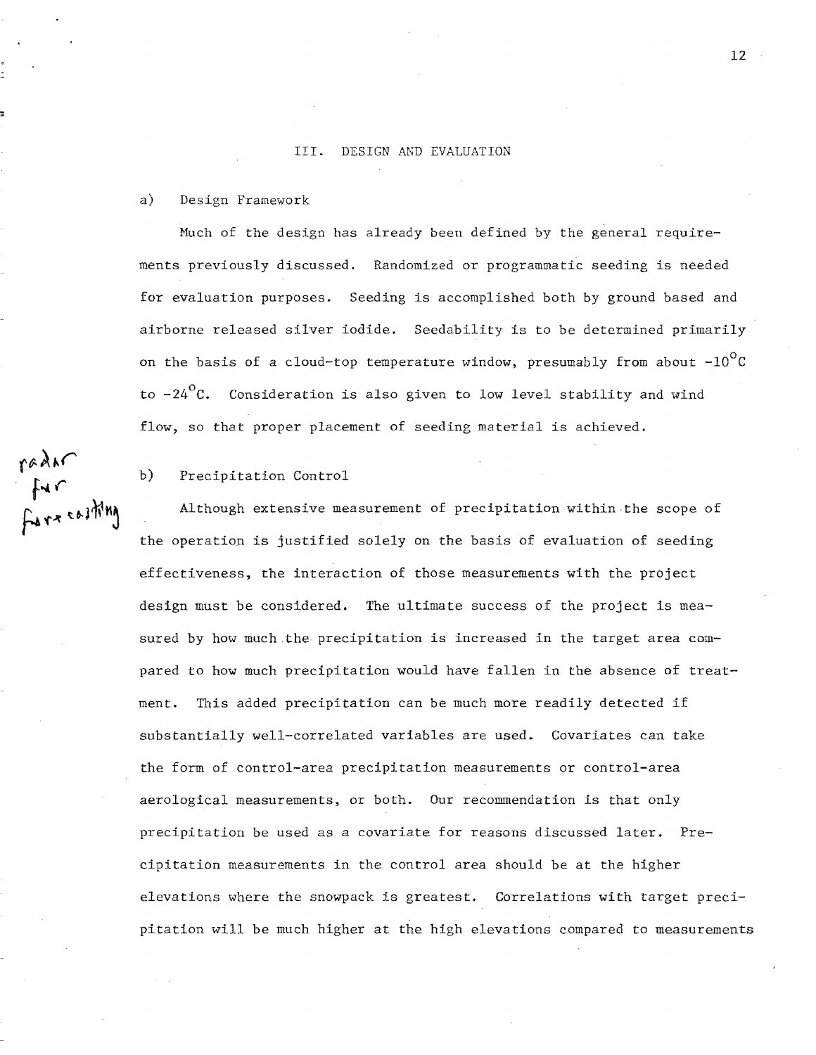## III. DESIGN AND EVALUATION

### a) Design Framework

Much of the design has already been defined by the general requirements previously discussed. Randomized or programmatic seeding is needed for evaluation purposes. Seeding is accomplished both by ground based and airborne released silver iodide. Seedability is to be determined primarily on the basis of a cloud-top temperature window, presumably from about $-10^{\circ}C$ to $-24^{\circ}C$. Consideration is also given to low level stability and wind flow, so that proper placement of seeding material is achieved.

radar for forecasting

### b) Precipitation Control

Although extensive measurement of precipitation within the scope of the operation is justified solely on the basis of evaluation of seeding effectiveness, the interaction of those measurements with the project design must be considered. The ultimate success of the project is measured by how much the precipitation is increased in the target area compared to how much precipitation would have fallen in the absence of treatment. This added precipitation can be much more readily detected if substantially well-correlated variables are used. Covariates can take the form of control-area precipitation measurements or control-area aerological measurements, or both. Our recommendation is that only precipitation be used as a covariate for reasons discussed later. Precipitation measurements in the control area should be at the higher elevations where the snowpack is greatest. Correlations with target precipitation will be much higher at the high elevations compared to measurements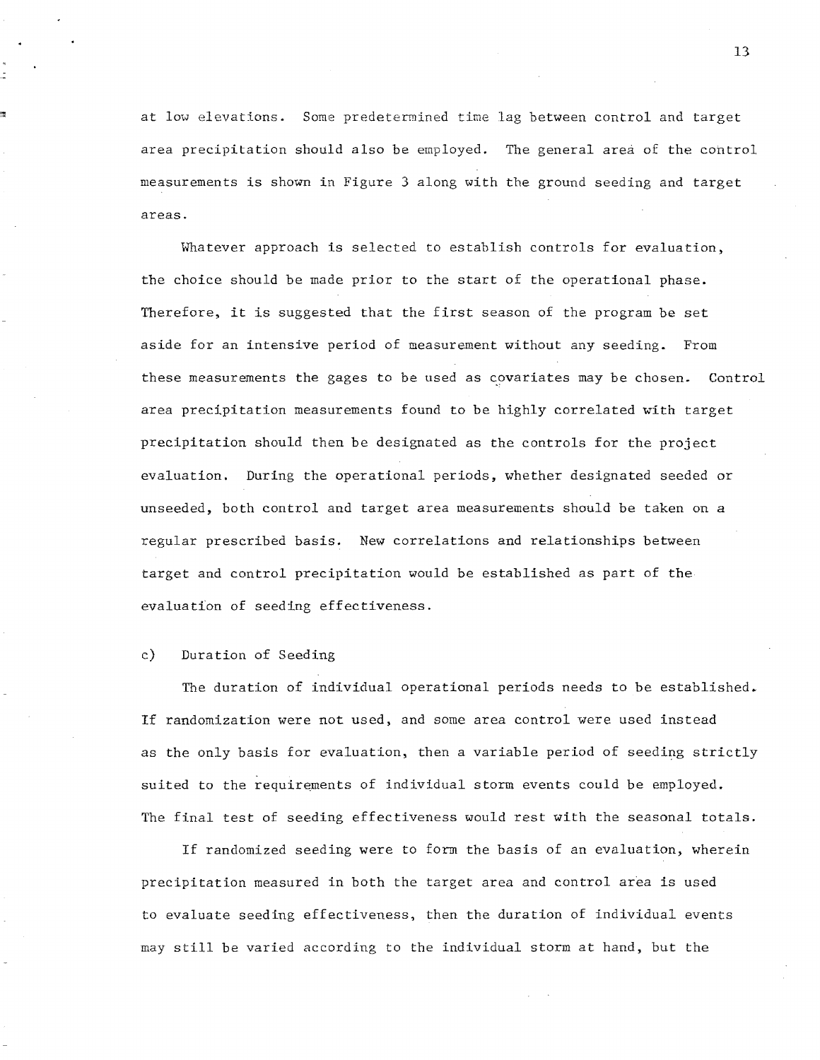at low elevations. Some predetermined time lag between control and target area precipitation should also be employed. The general area of the control measurements is shown in Figure 3 along with the ground seeding and target areas.

Whatever approach is selected to establish controls for evaluation, the choice should be made prior to the start of the operational phase. Therefore, it is suggested that the first season of the program be set aside for an intensive period of measurement without any seeding. From these measurements the gages to be used as covariates may be chosen. Control area precipitation measurements found to be highly correlated with target precipitation should then be designated as the controls for the project evaluation. During the operational periods, whether designated seeded or unseeded, both control and target area measurements should be taken on a regular prescribed basis. New correlations and relationships between target and control precipitation would be established as part of the evaluation of seeding effectiveness.

c) Duration of Seeding

The duration of individual operational periods needs to be established. If randomization were not used, and some area control were used instead as the only basis for evaluation, then a variable period of seeding strictly suited to the requirements of individual storm events could be employed. The final test of seeding effectiveness would rest with the seasonal totals.

If randomized seeding were to form the basis of an evaluation, wherein precipitation measured in both the target area and control area is used to evaluate seeding effectiveness, then the duration of individual events may still be varied according to the individual storm at hand, but the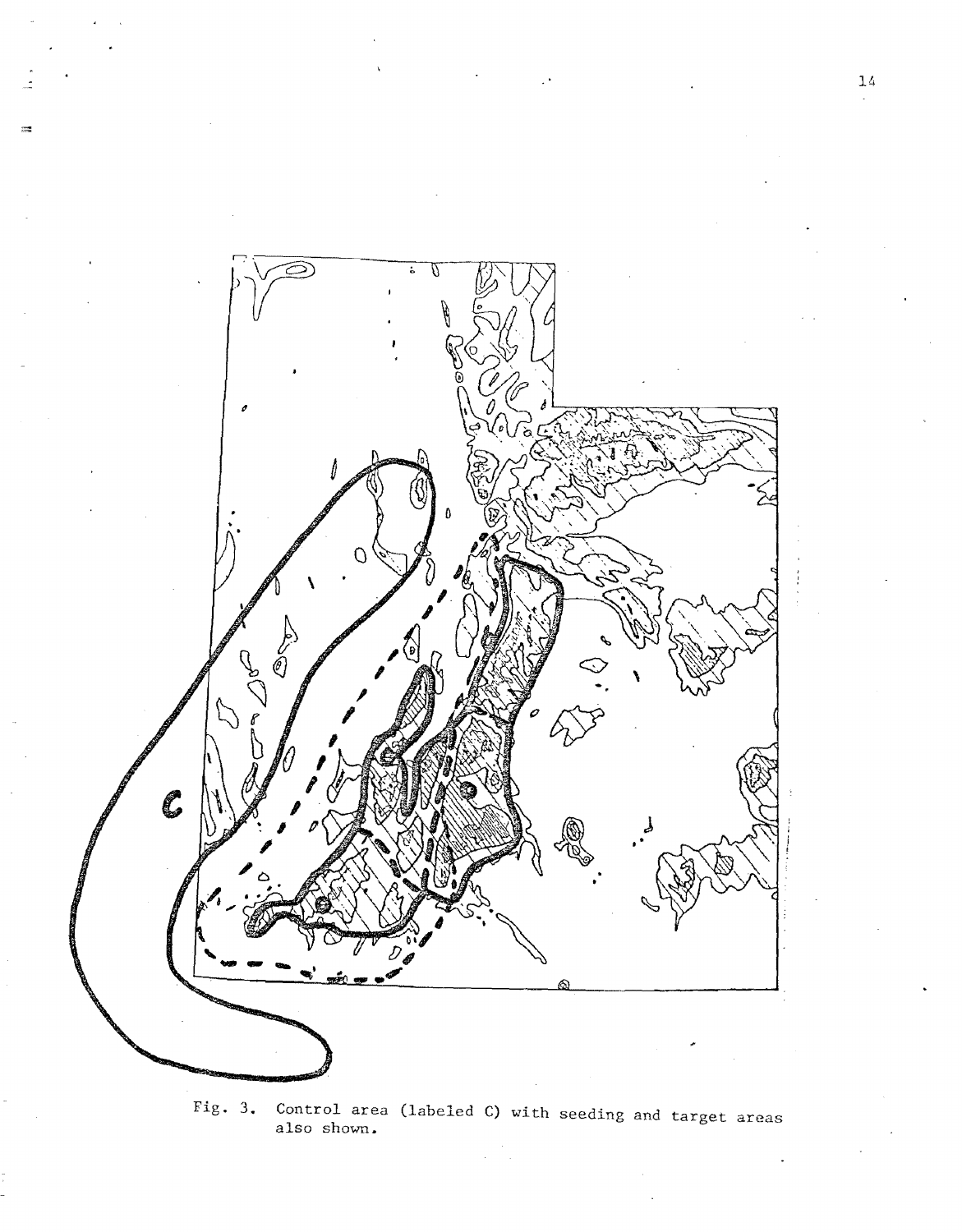Fig. 3. Control area (labeled C) with seeding and target areas also shown.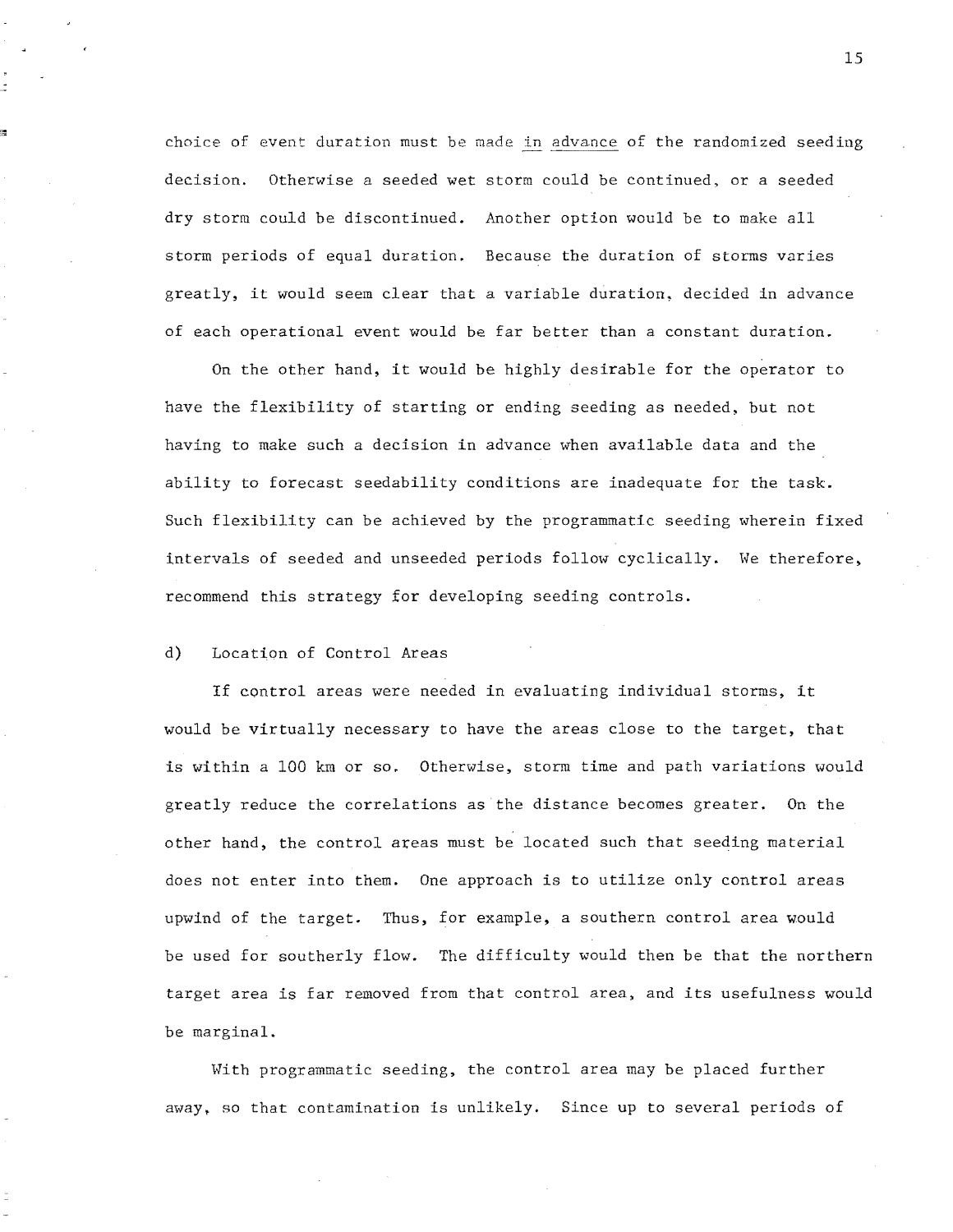choice of event duration must be made <u>in advance</u> of the randomized seeding decision. Otherwise a seeded wet storm could be continued, or a seeded dry storm could be discontinued. Another option would be to make all storm periods of equal duration. Because the duration of storms varies greatly, it would seem clear that a variable duration, decided in advance of each operational event would be far better than a constant duration.

On the other hand, it would be highly desirable for the operator to have the flexibility of starting or ending seeding as needed, but not having to make such a decision in advance when available data and the ability to forecast seedability conditions are inadequate for the task. Such flexibility can be achieved by the programmatic seeding wherein fixed intervals of seeded and unseeded periods follow cyclically. We therefore, recommend this strategy for developing seeding controls.

d) Location of Control Areas

If control areas were needed in evaluating individual storms, it would be virtually necessary to have the areas close to the target, that is within a 100 km or so. Otherwise, storm time and path variations would greatly reduce the correlations as the distance becomes greater. On the other hand, the control areas must be located such that seeding material does not enter into them. One approach is to utilize only control areas upwind of the target. Thus, for example, a southern control area would be used for southerly flow. The difficulty would then be that the northern target area is far removed from that control area, and its usefulness would be marginal.

With programmatic seeding, the control area may be placed further away, so that contamination is unlikely. Since up to several periods of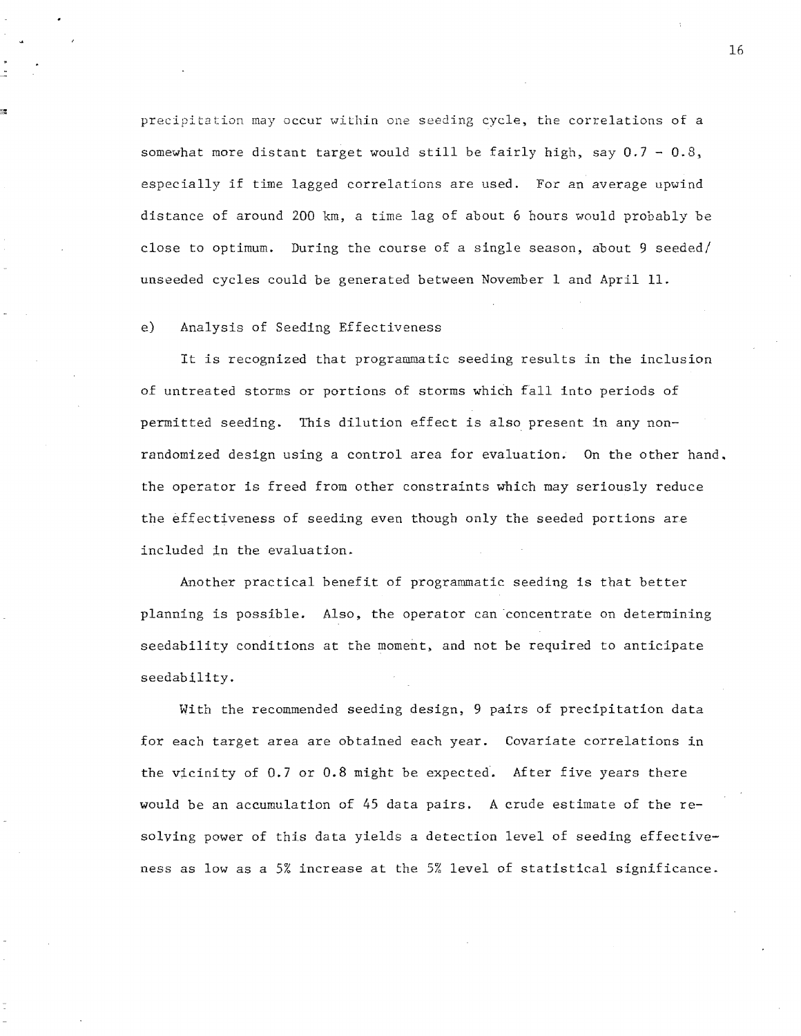precipitation may occur within one seeding cycle, the correlations of a somewhat more distant target would still be fairly high, say 0.7 - 0.8, especially if time lagged correlations are used. For an average upwind distance of around 200 km, a time lag of about 6 hours would probably be close to optimum. During the course of a single season, about 9 seeded/unseeded cycles could be generated between November 1 and April 11.

e) Analysis of Seeding Effectiveness

It is recognized that programmatic seeding results in the inclusion of untreated storms or portions of storms which fall into periods of permitted seeding. This dilution effect is also present in any non-randomized design using a control area for evaluation. On the other hand, the operator is freed from other constraints which may seriously reduce the effectiveness of seeding even though only the seeded portions are included in the evaluation.

Another practical benefit of programmatic seeding is that better planning is possible. Also, the operator can concentrate on determining seedability conditions at the moment, and not be required to anticipate seedability.

With the recommended seeding design, 9 pairs of precipitation data for each target area are obtained each year. Covariate correlations in the vicinity of 0.7 or 0.8 might be expected. After five years there would be an accumulation of 45 data pairs. A crude estimate of the resolving power of this data yields a detection level of seeding effectiveness as low as a 5% increase at the 5% level of statistical significance.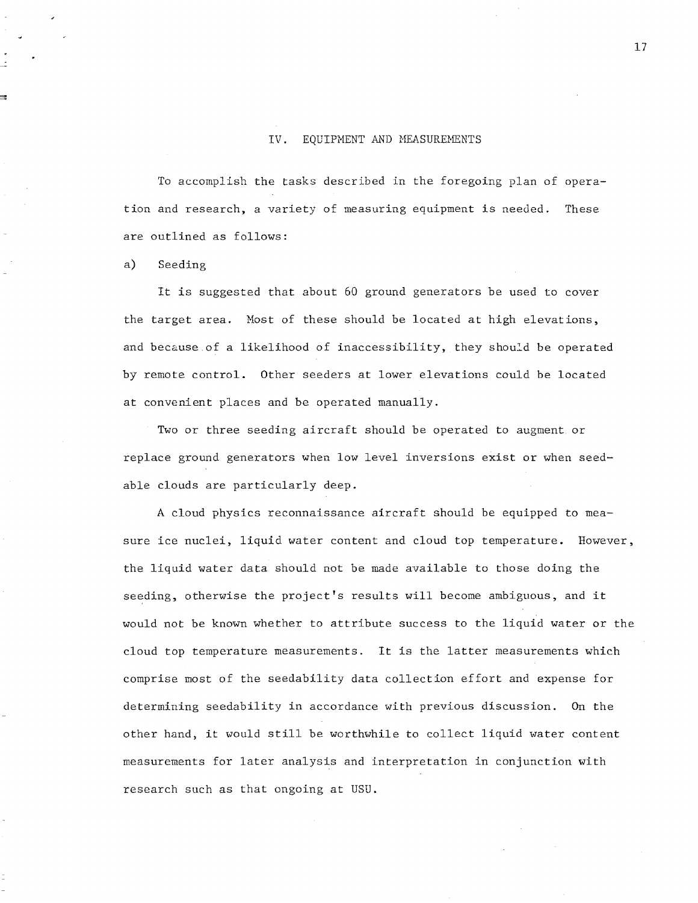## IV. EQUIPMENT AND MEASUREMENTS

To accomplish the tasks described in the foregoing plan of operation and research, a variety of measuring equipment is needed. These are outlined as follows:

a) Seeding

It is suggested that about 60 ground generators be used to cover the target area. Most of these should be located at high elevations, and because of a likelihood of inaccessibility, they should be operated by remote control. Other seeders at lower elevations could be located at convenient places and be operated manually.

Two or three seeding aircraft should be operated to augment or replace ground generators when low level inversions exist or when seedable clouds are particularly deep.

A cloud physics reconnaissance aircraft should be equipped to measure ice nuclei, liquid water content and cloud top temperature. However, the liquid water data should not be made available to those doing the seeding, otherwise the project's results will become ambiguous, and it would not be known whether to attribute success to the liquid water or the cloud top temperature measurements. It is the latter measurements which comprise most of the seedability data collection effort and expense for determining seedability in accordance with previous discussion. On the other hand, it would still be worthwhile to collect liquid water content measurements for later analysis and interpretation in conjunction with research such as that ongoing at USU.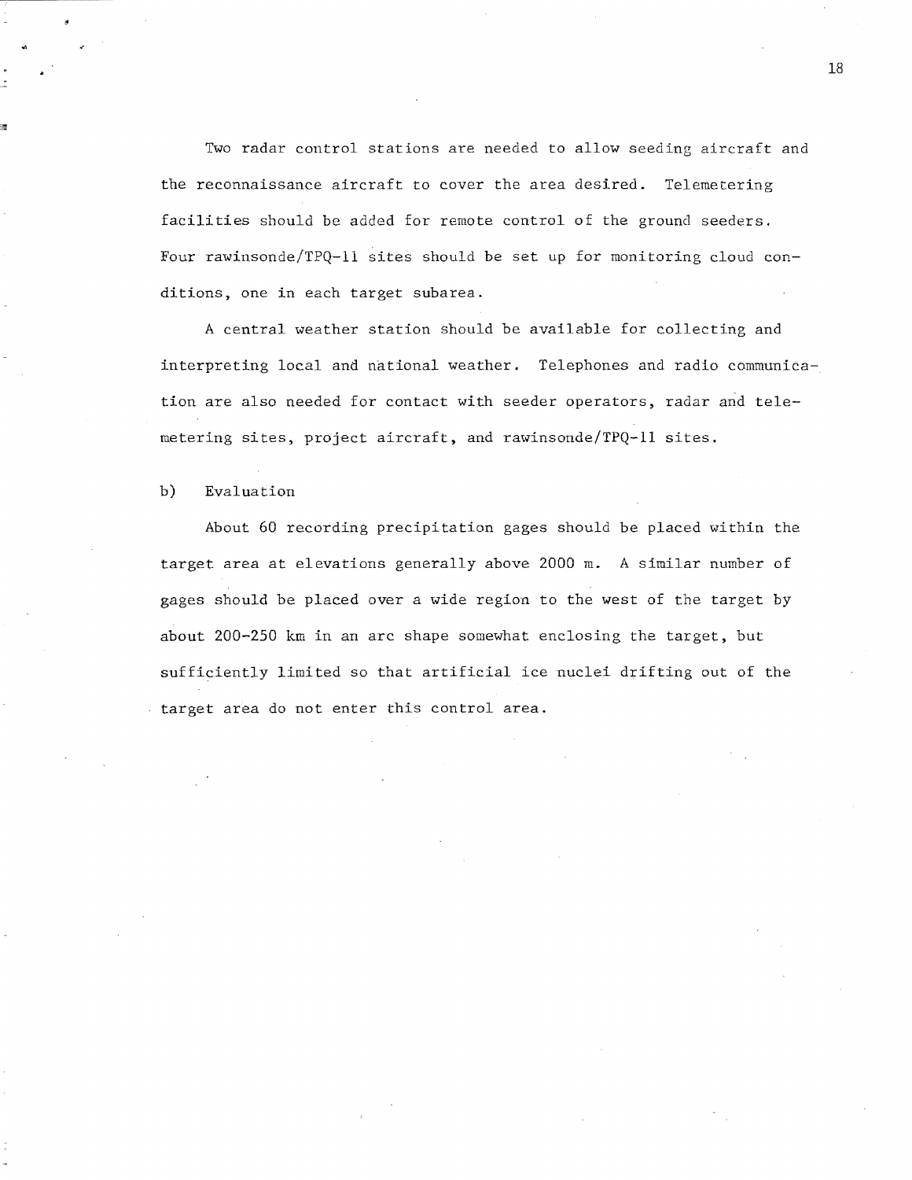Two radar control stations are needed to allow seeding aircraft and the reconnaissance aircraft to cover the area desired. Telemetering facilities should be added for remote control of the ground seeders. Four rawinsonde/TPQ-11 sites should be set up for monitoring cloud conditions, one in each target subarea.

A central weather station should be available for collecting and interpreting local and national weather. Telephones and radio communication are also needed for contact with seeder operators, radar and telemetering sites, project aircraft, and rawinsonde/TPQ-11 sites.

b) Evaluation

About 60 recording precipitation gages should be placed within the target area at elevations generally above 2000 m. A similar number of gages should be placed over a wide region to the west of the target by about 200-250 km in an arc shape somewhat enclosing the target, but sufficiently limited so that artificial ice nuclei drifting out of the target area do not enter this control area.